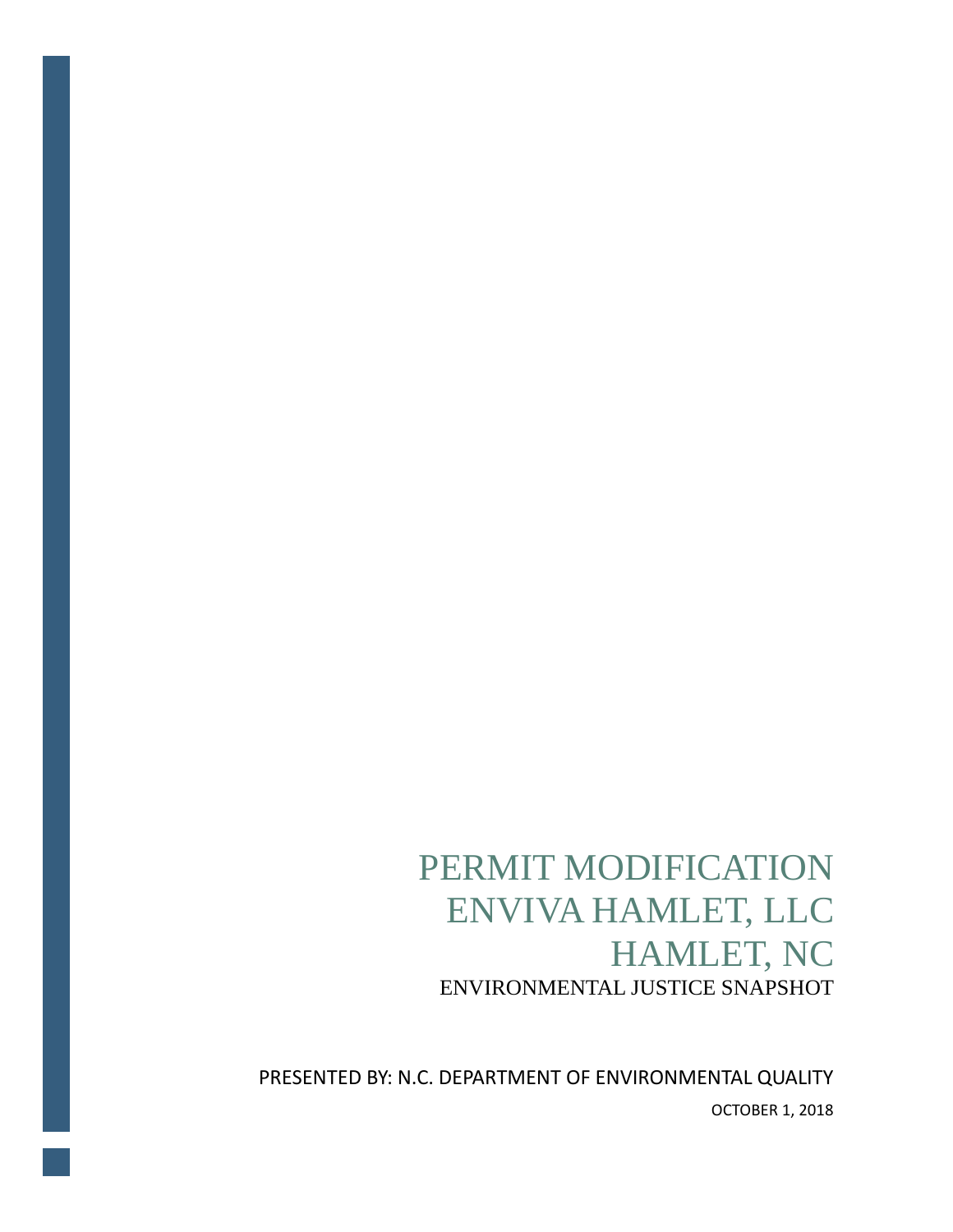# PERMIT MODIFICATION ENVIVA HAMLET, LLC HAMLET, NC

## ENVIRONMENTAL JUSTICE SNAPSHOT

PRESENTED BY: N.C. DEPARTMENT OF ENVIRONMENTAL QUALITY

OCTOBER 1, 2018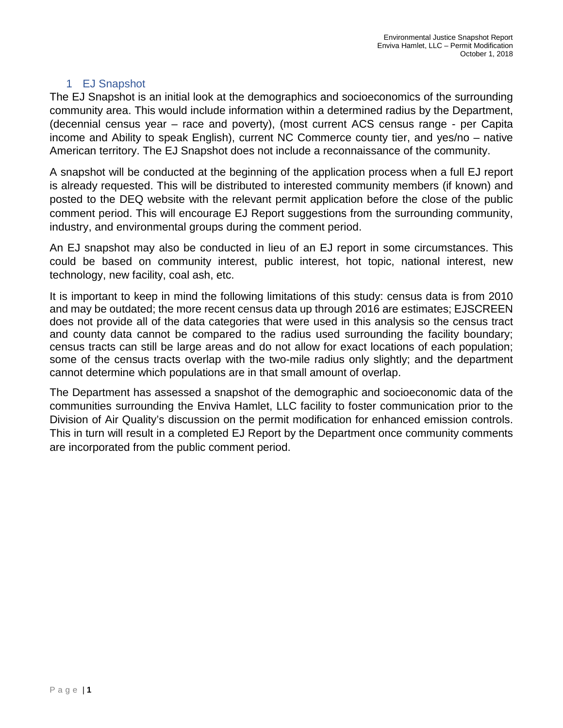# 1 EJ Snapshot

The EJ Snapshot is an initial look at the demographics and socioeconomics of the surrounding community area. This would include information within a determined radius by the Department, (decennial census year – race and poverty), (most current ACS census range - per Capita income and Ability to speak English), current NC Commerce county tier, and yes/no – native American territory. The EJ Snapshot does not include a reconnaissance of the community.

A snapshot will be conducted at the beginning of the application process when a full EJ report is already requested. This will be distributed to interested community members (if known) and posted to the DEQ website with the relevant permit application before the close of the public comment period. This will encourage EJ Report suggestions from the surrounding community, industry, and environmental groups during the comment period.

An EJ snapshot may also be conducted in lieu of an EJ report in some circumstances. This could be based on community interest, public interest, hot topic, national interest, new technology, new facility, coal ash, etc.

It is important to keep in mind the following limitations of this study: census data is from 2010 and may be outdated; the more recent census data up through 2016 are estimates; EJSCREEN does not provide all of the data categories that were used in this analysis so the census tract and county data cannot be compared to the radius used surrounding the facility boundary; census tracts can still be large areas and do not allow for exact locations of each population; some of the census tracts overlap with the two-mile radius only slightly; and the department cannot determine which populations are in that small amount of overlap.

The Department has assessed a snapshot of the demographic and socioeconomic data of the communities surrounding the Enviva Hamlet, LLC facility to foster communication prior to the Division of Air Quality's discussion on the permit modification for enhanced emission controls. This in turn will result in a completed EJ Report by the Department once community comments are incorporated from the public comment period.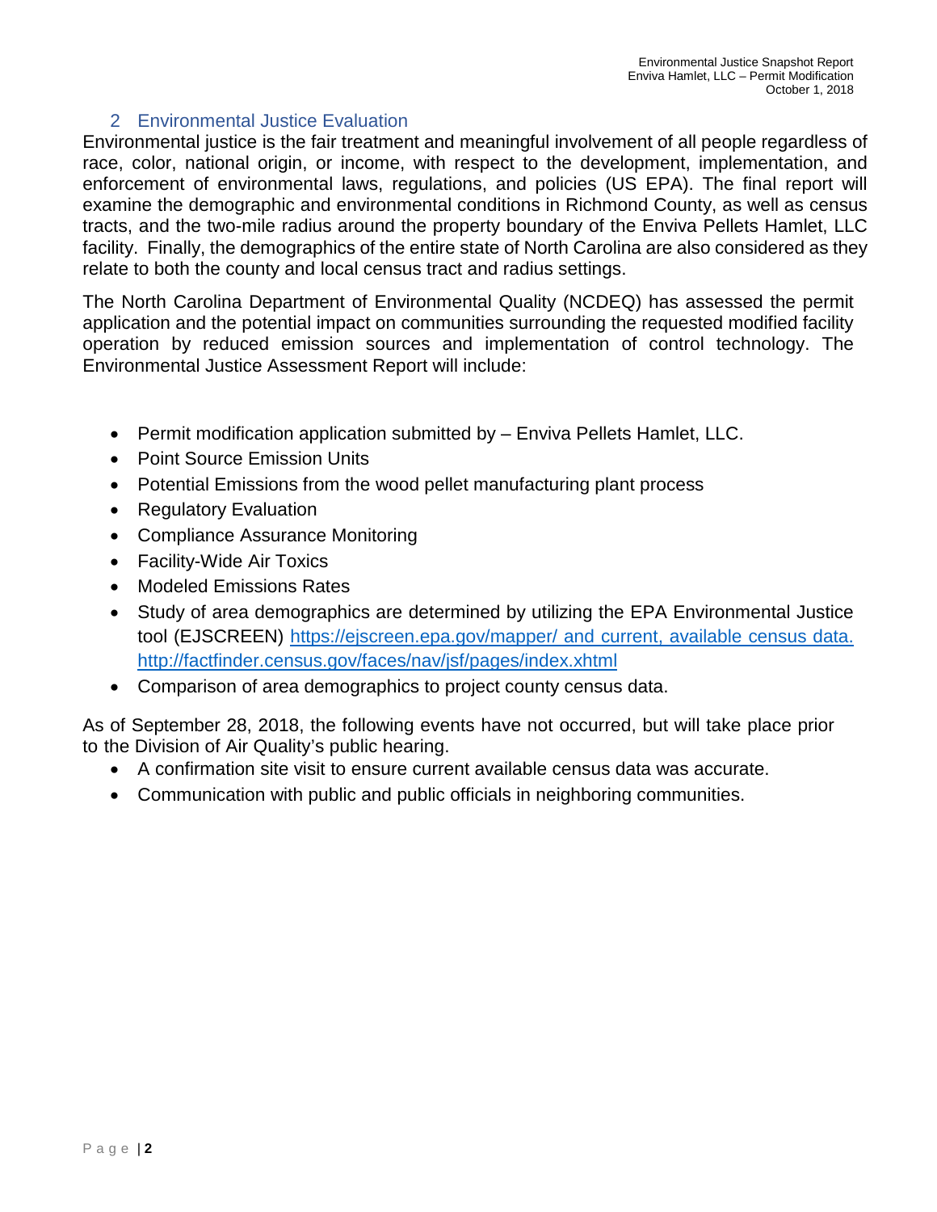## 2 Environmental Justice Evaluation

Environmental justice is the fair treatment and meaningful involvement of all people regardless of race, color, national origin, or income, with respect to the development, implementation, and enforcement of environmental laws, regulations, and policies (US EPA). The final report will examine the demographic and environmental conditions in Richmond County, as well as census tracts, and the two-mile radius around the property boundary of the Enviva Pellets Hamlet, LLC facility. Finally, the demographics of the entire state of North Carolina are also considered as they relate to both the county and local census tract and radius settings.

The North Carolina Department of Environmental Quality (NCDEQ) has assessed the permit application and the potential impact on communities surrounding the requested modified facility operation by reduced emission sources and implementation of control technology. The Environmental Justice Assessment Report will include:

- Permit modification application submitted by – Enviva Pellets Hamlet, LLC.
- Point Source Emission Units
- Potential Emissions from the wood pellet manufacturing plant process
- Regulatory Evaluation
- Compliance Assurance Monitoring
- Facility-Wide Air Toxics
- Modeled Emissions Rates
- Study of area demographics are determined by utilizing the EPA Environmental Justice tool (EJSCREEN) [https://ejscreen.epa.gov/mapper/ and current, available census data.](https://ejscreen.epa.gov/mapper/) [http://factfinder.census.gov/faces/nav/jsf/pages/index.xhtml](http://factfinder.census.gov/faces/nav/jsf/pages/index.xhtml)
- Comparison of area demographics to project county census data.

As of September 28, 2018, the following events have not occurred, but will take place prior to the Division of Air Quality's public hearing.

- A confirmation site visit to ensure current available census data was accurate.
- Communication with public and public officials in neighboring communities.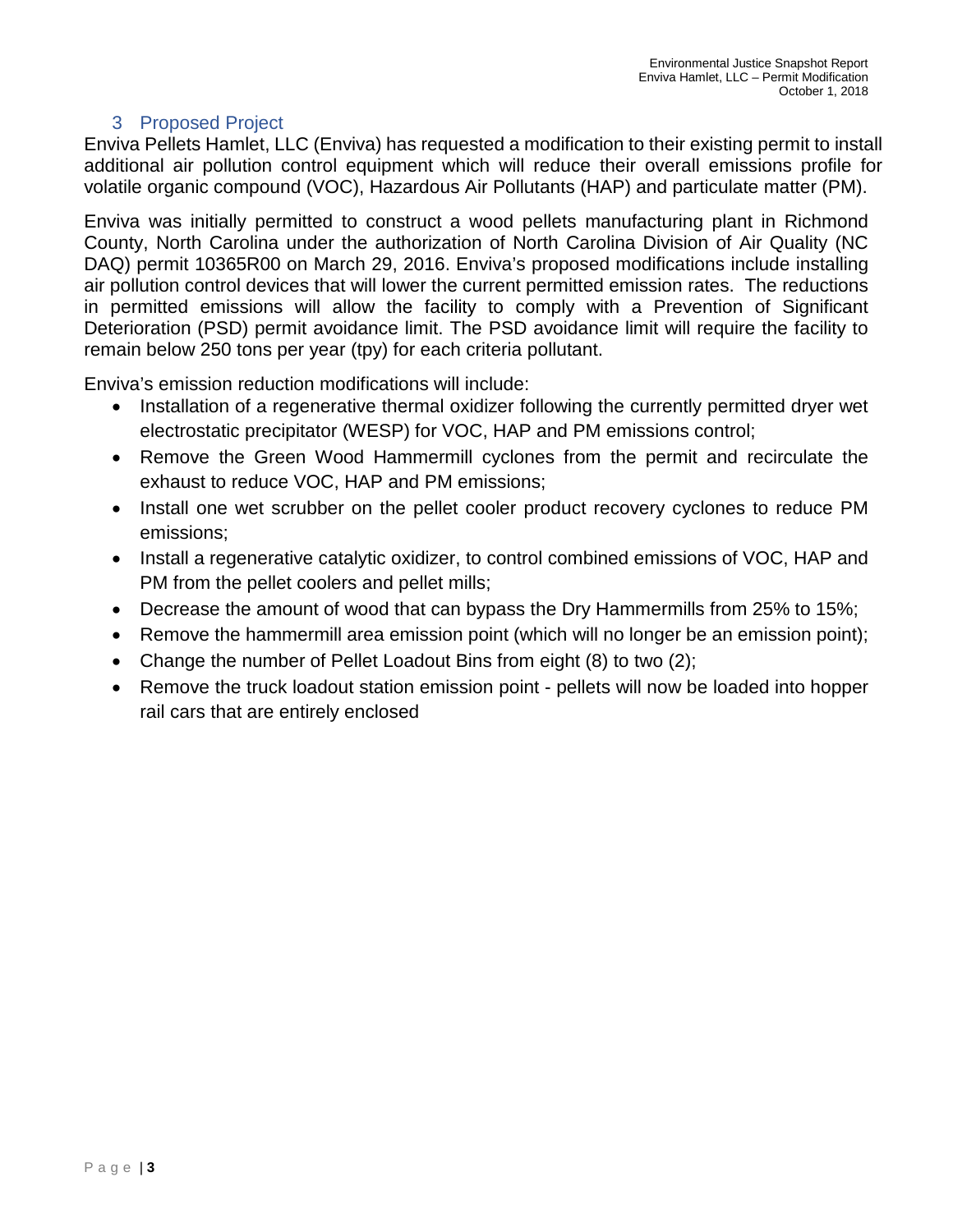## 3 Proposed Project

Enviva Pellets Hamlet, LLC (Enviva) has requested a modification to their existing permit to install additional air pollution control equipment which will reduce their overall emissions profile for volatile organic compound (VOC), Hazardous Air Pollutants (HAP) and particulate matter (PM).

Enviva was initially permitted to construct a wood pellets manufacturing plant in Richmond County, North Carolina under the authorization of North Carolina Division of Air Quality (NC DAQ) permit 10365R00 on March 29, 2016. Enviva's proposed modifications include installing air pollution control devices that will lower the current permitted emission rates. The reductions in permitted emissions will allow the facility to comply with a Prevention of Significant Deterioration (PSD) permit avoidance limit. The PSD avoidance limit will require the facility to remain below 250 tons per year (tpy) for each criteria pollutant.

Enviva's emission reduction modifications will include:

- Installation of a regenerative thermal oxidizer following the currently permitted dryer wet electrostatic precipitator (WESP) for VOC, HAP and PM emissions control;
- Remove the Green Wood Hammermill cyclones from the permit and recirculate the exhaust to reduce VOC, HAP and PM emissions;
- Install one wet scrubber on the pellet cooler product recovery cyclones to reduce PM emissions;
- Install a regenerative catalytic oxidizer, to control combined emissions of VOC, HAP and PM from the pellet coolers and pellet mills;
- Decrease the amount of wood that can bypass the Dry Hammermills from 25% to 15%;
- Remove the hammermill area emission point (which will no longer be an emission point);
- Change the number of Pellet Loadout Bins from eight (8) to two (2);
- Remove the truck loadout station emission point - pellets will now be loaded into hopper rail cars that are entirely enclosed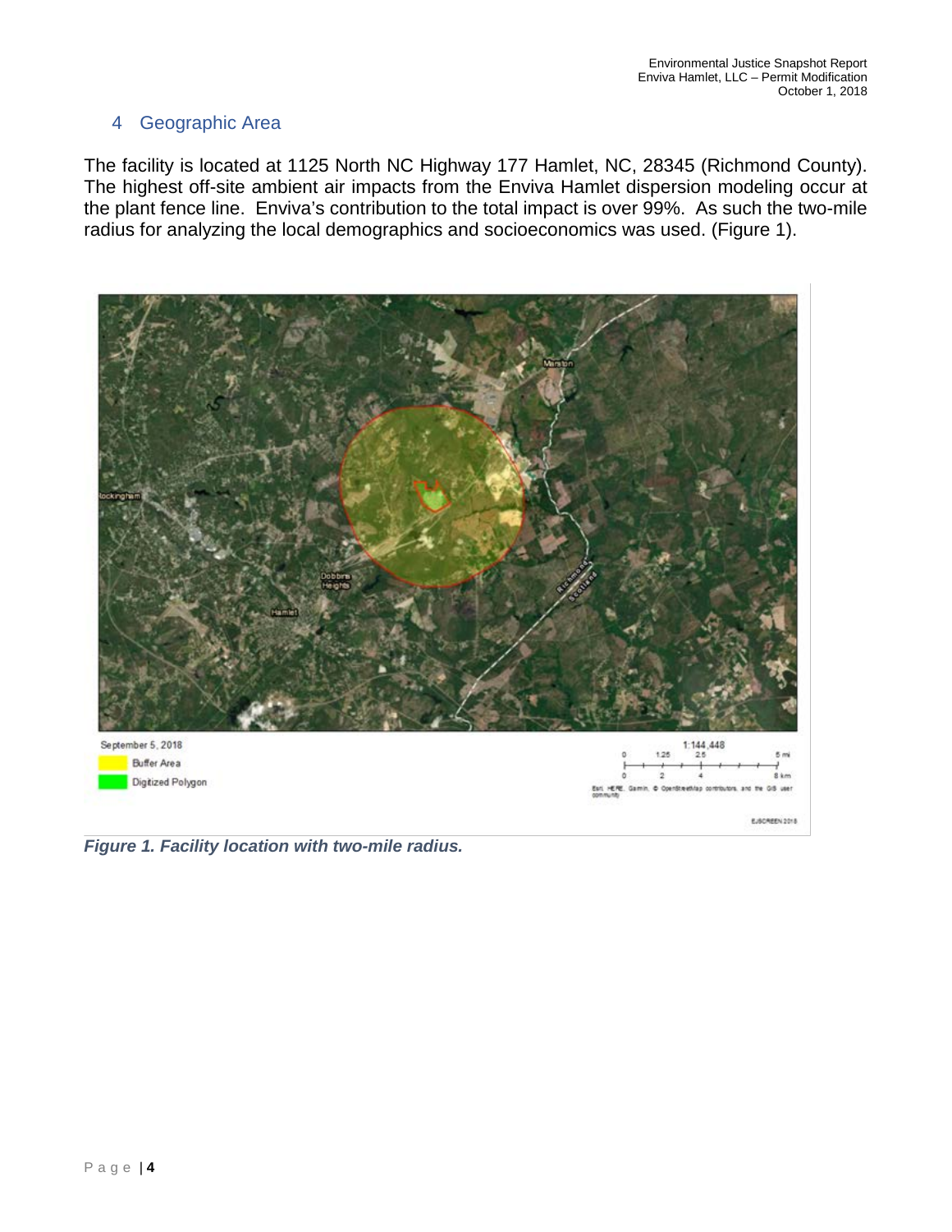## 4 Geographic Area

The facility is located at 1125 North NC Highway 177 Hamlet, NC, 28345 (Richmond County). The highest off-site ambient air impacts from the Enviva Hamlet dispersion modeling occur at the plant fence line. Enviva's contribution to the total impact is over 99%. As such the two-mile radius for analyzing the local demographics and socioeconomics was used. (Figure 1).

***Figure 1. Facility location with two-mile radius.***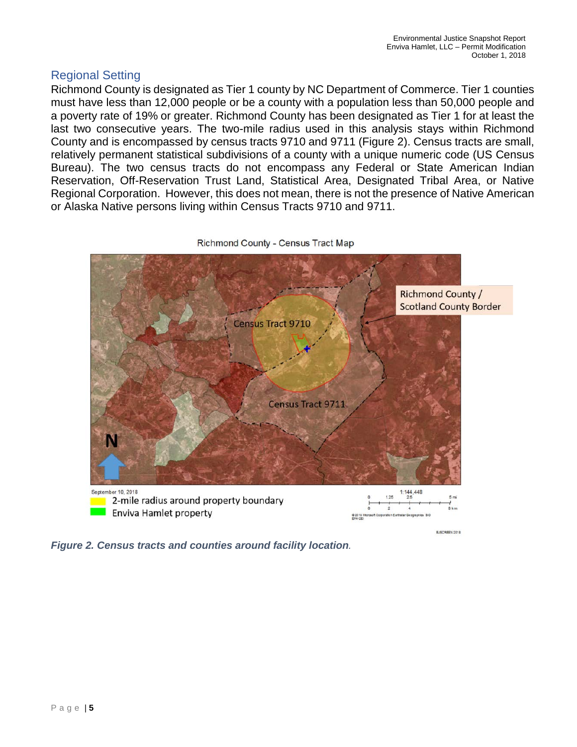## Regional Setting

Richmond County is designated as Tier 1 county by NC Department of Commerce. Tier 1 counties must have less than 12,000 people or be a county with a population less than 50,000 people and a poverty rate of 19% or greater. Richmond County has been designated as Tier 1 for at least the last two consecutive years. The two-mile radius used in this analysis stays within Richmond County and is encompassed by census tracts 9710 and 9711 (Figure 2). Census tracts are small, relatively permanent statistical subdivisions of a county with a unique numeric code (US Census Bureau). The two census tracts do not encompass any Federal or State American Indian Reservation, Off-Reservation Trust Land, Statistical Area, Designated Tribal Area, or Native Regional Corporation. However, this does not mean, there is not the presence of Native American or Alaska Native persons living within Census Tracts 9710 and 9711.

*Figure 2. Census tracts and counties around facility location.*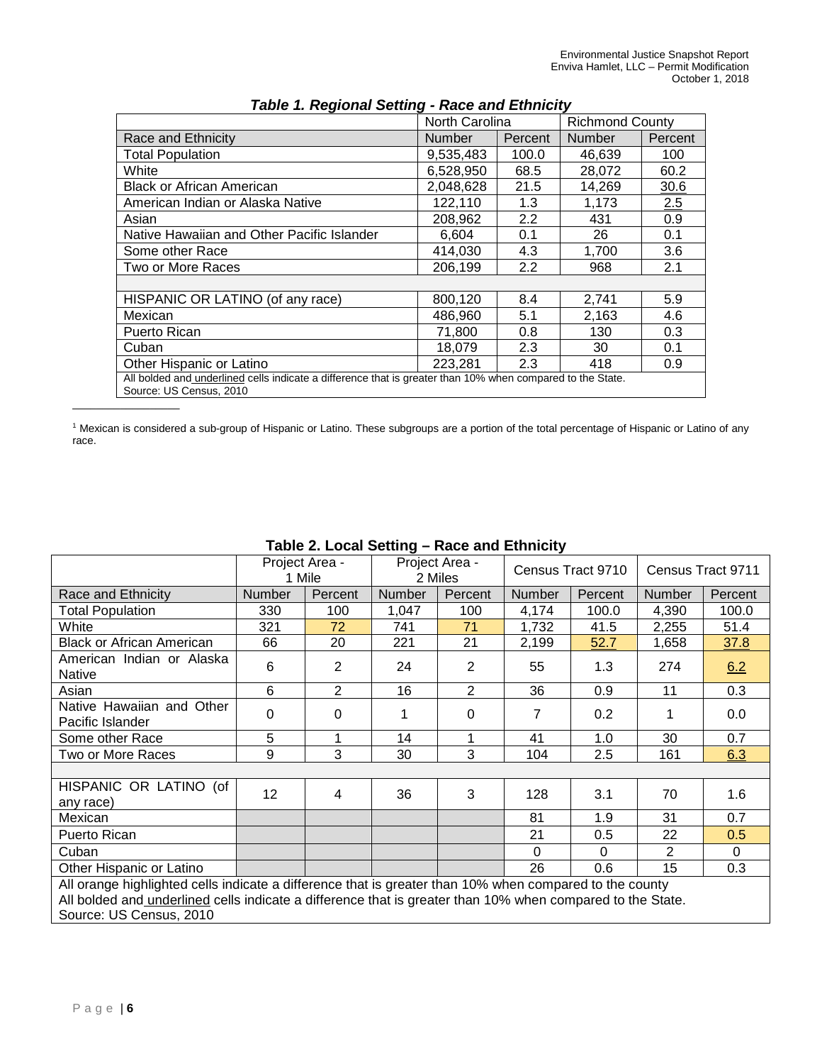***Table 1. Regional Setting - Race and Ethnicity***

| | North Carolina | | Richmond County | |
|---|---|---|---|---|
| Race and Ethnicity | Number | Percent | Number | Percent |
| Total Population | 9,535,483 | 100.0 | 46,639 | 100 |
| White | 6,528,950 | 68.5 | 28,072 | 60.2 |
| Black or African American | 2,048,628 | 21.5 | 14,269 | **<u>30.6</u>** |
| American Indian or Alaska Native | 122,110 | 1.3 | 1,173 | **<u>2.5</u>** |
| Asian | 208,962 | 2.2 | 431 | 0.9 |
| Native Hawaiian and Other Pacific Islander | 6,604 | 0.1 | 26 | 0.1 |
| Some other Race | 414,030 | 4.3 | 1,700 | 3.6 |
| Two or More Races | 206,199 | 2.2 | 968 | 2.1 |
| | | | | |
| HISPANIC OR LATINO (of any race) | 800,120 | 8.4 | 2,741 | 5.9 |
| Mexican | 486,960 | 5.1 | 2,163 | 4.6 |
| Puerto Rican | 71,800 | 0.8 | 130 | 0.3 |
| Cuban | 18,079 | 2.3 | 30 | 0.1 |
| Other Hispanic or Latino | 223,281 | 2.3 | 418 | 0.9 |

All bolded and underlined cells indicate a difference that is greater than 10% when compared to the State.
Source: US Census, 2010

[1] Mexican is considered a sub-group of Hispanic or Latino. These subgroups are a portion of the total percentage of Hispanic or Latino of any race.

**Table 2. Local Setting – Race and Ethnicity**

| | Project Area - 1 Mile | | Project Area - 2 Miles | | Census Tract 9710 | | Census Tract 9711 | |
|---|---|---|---|---|---|---|---|---|
| Race and Ethnicity | Number | Percent | Number | Percent | Number | Percent | Number | Percent |
| Total Population | 330 | 100 | 1,047 | 100 | 4,174 | 100.0 | 4,390 | 100.0 |
| White | 321 | 72 | 741 | 71 | 1,732 | 41.5 | 2,255 | 51.4 |
| Black or African American | 66 | 20 | 221 | 21 | 2,199 | **<u>52.7</u>** | 1,658 | **<u>37.8</u>** |
| American Indian or Alaska Native | 6 | 2 | 24 | 2 | 55 | 1.3 | 274 | **<u>6.2</u>** |
| Asian | 6 | 2 | 16 | 2 | 36 | 0.9 | 11 | 0.3 |
| Native Hawaiian and Other Pacific Islander | 0 | 0 | 1 | 0 | 7 | 0.2 | 1 | 0.0 |
| Some other Race | 5 | 1 | 14 | 1 | 41 | 1.0 | 30 | 0.7 |
| Two or More Races | 9 | 3 | 30 | 3 | 104 | 2.5 | 161 | **<u>6.3</u>** |
| | | | | | | | | |
| HISPANIC OR LATINO (of any race) | 12 | 4 | 36 | 3 | 128 | 3.1 | 70 | 1.6 |
| Mexican | | | | | 81 | 1.9 | 31 | 0.7 |
| Puerto Rican | | | | | 21 | 0.5 | 22 | 0.5 |
| Cuban | | | | | 0 | 0 | 2 | 0 |
| Other Hispanic or Latino | | | | | 26 | 0.6 | 15 | 0.3 |

All orange highlighted cells indicate a difference that is greater than 10% when compared to the county
All bolded and underlined cells indicate a difference that is greater than 10% when compared to the State.
Source: US Census, 2010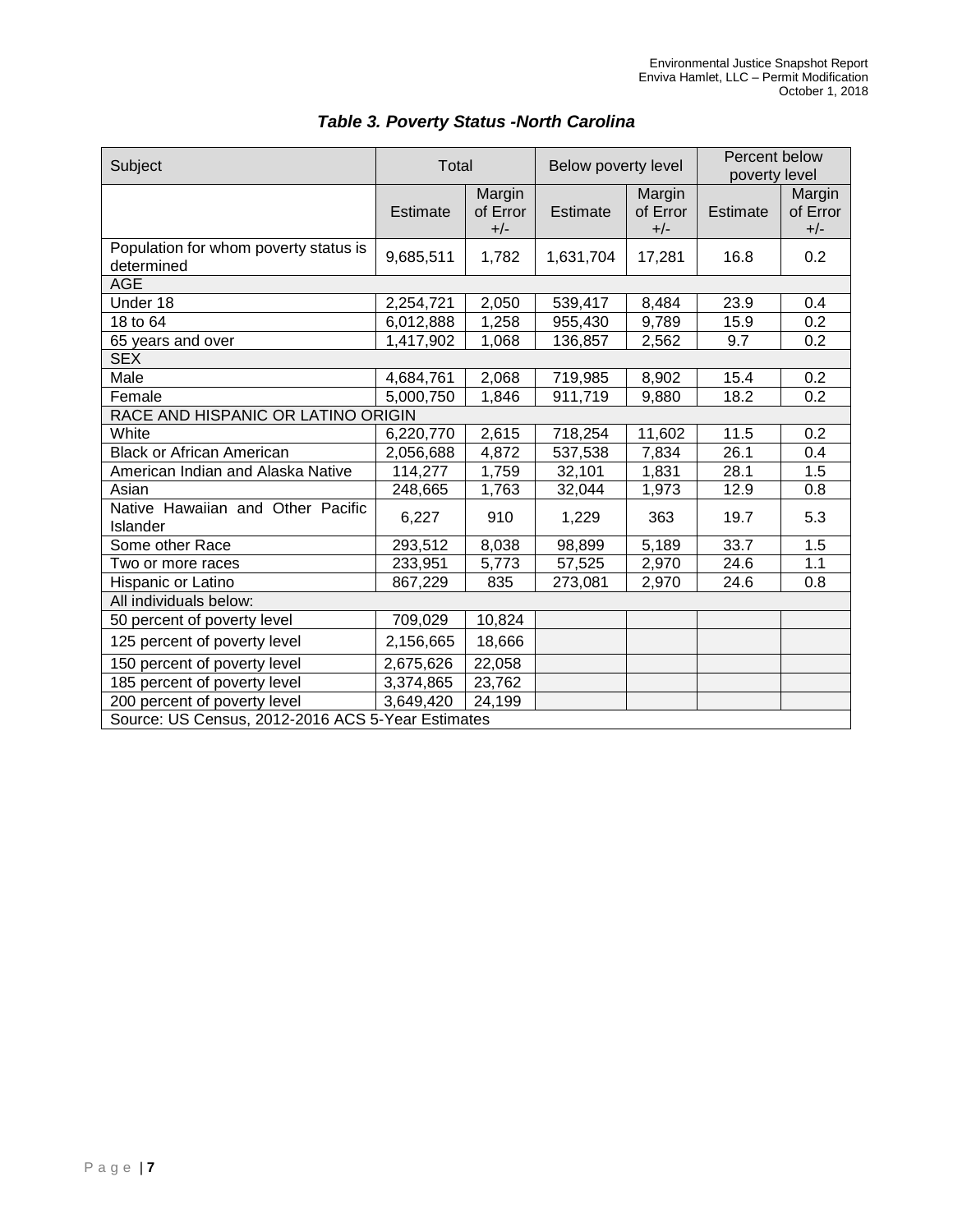### *Table 3. Poverty Status -North Carolina*

| Subject | Total | | Below poverty level | | Percent below poverty level | |
|---|---|---|---|---|---|---|
| | Estimate | Margin of Error +/- | Estimate | Margin of Error +/- | Estimate | Margin of Error +/- |
| Population for whom poverty status is determined | 9,685,511 | 1,782 | 1,631,704 | 17,281 | 16.8 | 0.2 |
| AGE | | | | | | |
| Under 18 | 2,254,721 | 2,050 | 539,417 | 8,484 | 23.9 | 0.4 |
| 18 to 64 | 6,012,888 | 1,258 | 955,430 | 9,789 | 15.9 | 0.2 |
| 65 years and over | 1,417,902 | 1,068 | 136,857 | 2,562 | 9.7 | 0.2 |
| SEX | | | | | | |
| Male | 4,684,761 | 2,068 | 719,985 | 8,902 | 15.4 | 0.2 |
| Female | 5,000,750 | 1,846 | 911,719 | 9,880 | 18.2 | 0.2 |
| RACE AND HISPANIC OR LATINO ORIGIN | | | | | | |
| White | 6,220,770 | 2,615 | 718,254 | 11,602 | 11.5 | 0.2 |
| Black or African American | 2,056,688 | 4,872 | 537,538 | 7,834 | 26.1 | 0.4 |
| American Indian and Alaska Native | 114,277 | 1,759 | 32,101 | 1,831 | 28.1 | 1.5 |
| Asian | 248,665 | 1,763 | 32,044 | 1,973 | 12.9 | 0.8 |
| Native Hawaiian and Other Pacific Islander | 6,227 | 910 | 1,229 | 363 | 19.7 | 5.3 |
| Some other Race | 293,512 | 8,038 | 98,899 | 5,189 | 33.7 | 1.5 |
| Two or more races | 233,951 | 5,773 | 57,525 | 2,970 | 24.6 | 1.1 |
| Hispanic or Latino | 867,229 | 835 | 273,081 | 2,970 | 24.6 | 0.8 |
| All individuals below: | | | | | | |
| 50 percent of poverty level | 709,029 | 10,824 | | | | |
| 125 percent of poverty level | 2,156,665 | 18,666 | | | | |
| 150 percent of poverty level | 2,675,626 | 22,058 | | | | |
| 185 percent of poverty level | 3,374,865 | 23,762 | | | | |
| 200 percent of poverty level | 3,649,420 | 24,199 | | | | |
| Source: US Census, 2012-2016 ACS 5-Year Estimates | | | | | | |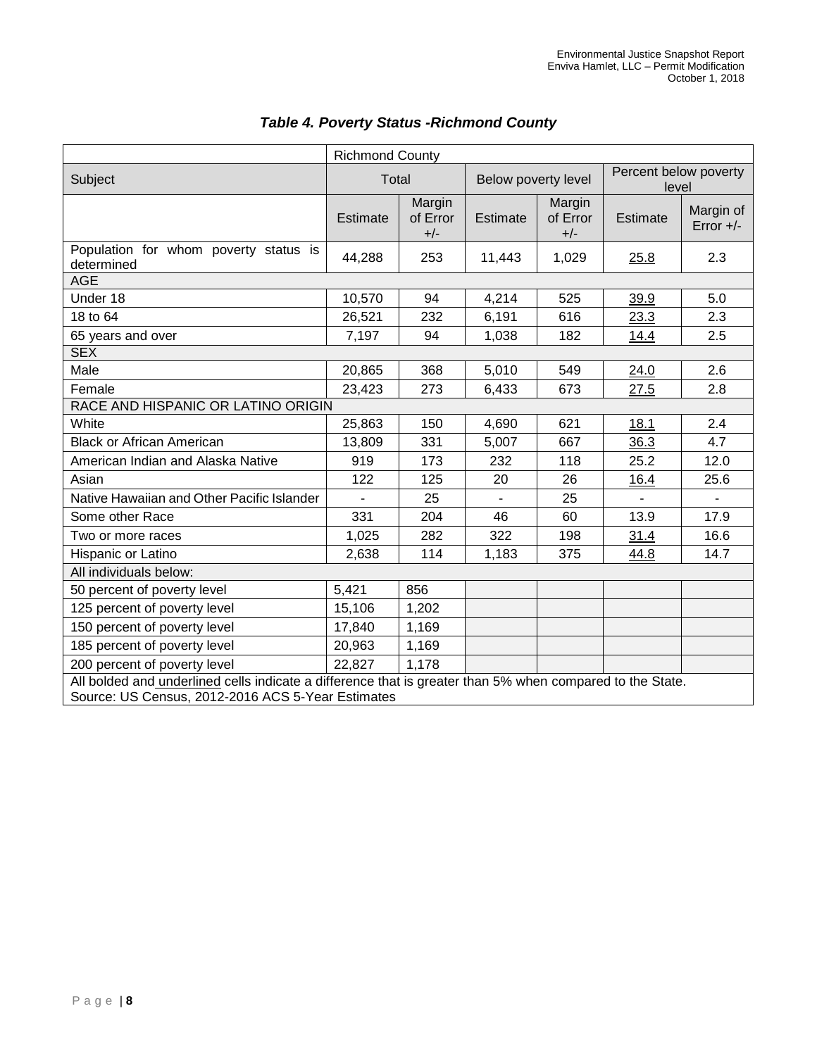### *Table 4. Poverty Status -Richmond County*

| | Richmond County | | | | | |
|---|---|---|---|---|---|---|
| Subject | Total | | Below poverty level | | Percent below poverty level | |
| | Estimate | Margin of Error +/- | Estimate | Margin of Error +/- | Estimate | Margin of Error +/- |
| Population for whom poverty status is determined | 44,288 | 253 | 11,443 | 1,029 | 25.8 | 2.3 |
| AGE | | | | | | |
| Under 18 | 10,570 | 94 | 4,214 | 525 | 39.9 | 5.0 |
| 18 to 64 | 26,521 | 232 | 6,191 | 616 | 23.3 | 2.3 |
| 65 years and over | 7,197 | 94 | 1,038 | 182 | 14.4 | 2.5 |
| SEX | | | | | | |
| Male | 20,865 | 368 | 5,010 | 549 | 24.0 | 2.6 |
| Female | 23,423 | 273 | 6,433 | 673 | 27.5 | 2.8 |
| RACE AND HISPANIC OR LATINO ORIGIN | | | | | | |
| White | 25,863 | 150 | 4,690 | 621 | 18.1 | 2.4 |
| Black or African American | 13,809 | 331 | 5,007 | 667 | 36.3 | 4.7 |
| American Indian and Alaska Native | 919 | 173 | 232 | 118 | 25.2 | 12.0 |
| Asian | 122 | 125 | 20 | 26 | 16.4 | 25.6 |
| Native Hawaiian and Other Pacific Islander | - | 25 | - | 25 | - | - |
| Some other Race | 331 | 204 | 46 | 60 | 13.9 | 17.9 |
| Two or more races | 1,025 | 282 | 322 | 198 | 31.4 | 16.6 |
| Hispanic or Latino | 2,638 | 114 | 1,183 | 375 | 44.8 | 14.7 |
| All individuals below: | | | | | | |
| 50 percent of poverty level | 5,421 | 856 | | | | |
| 125 percent of poverty level | 15,106 | 1,202 | | | | |
| 150 percent of poverty level | 17,840 | 1,169 | | | | |
| 185 percent of poverty level | 20,963 | 1,169 | | | | |
| 200 percent of poverty level | 22,827 | 1,178 | | | | |

All bolded and underlined cells indicate a difference that is greater than 5% when compared to the State.
Source: US Census, 2012-2016 ACS 5-Year Estimates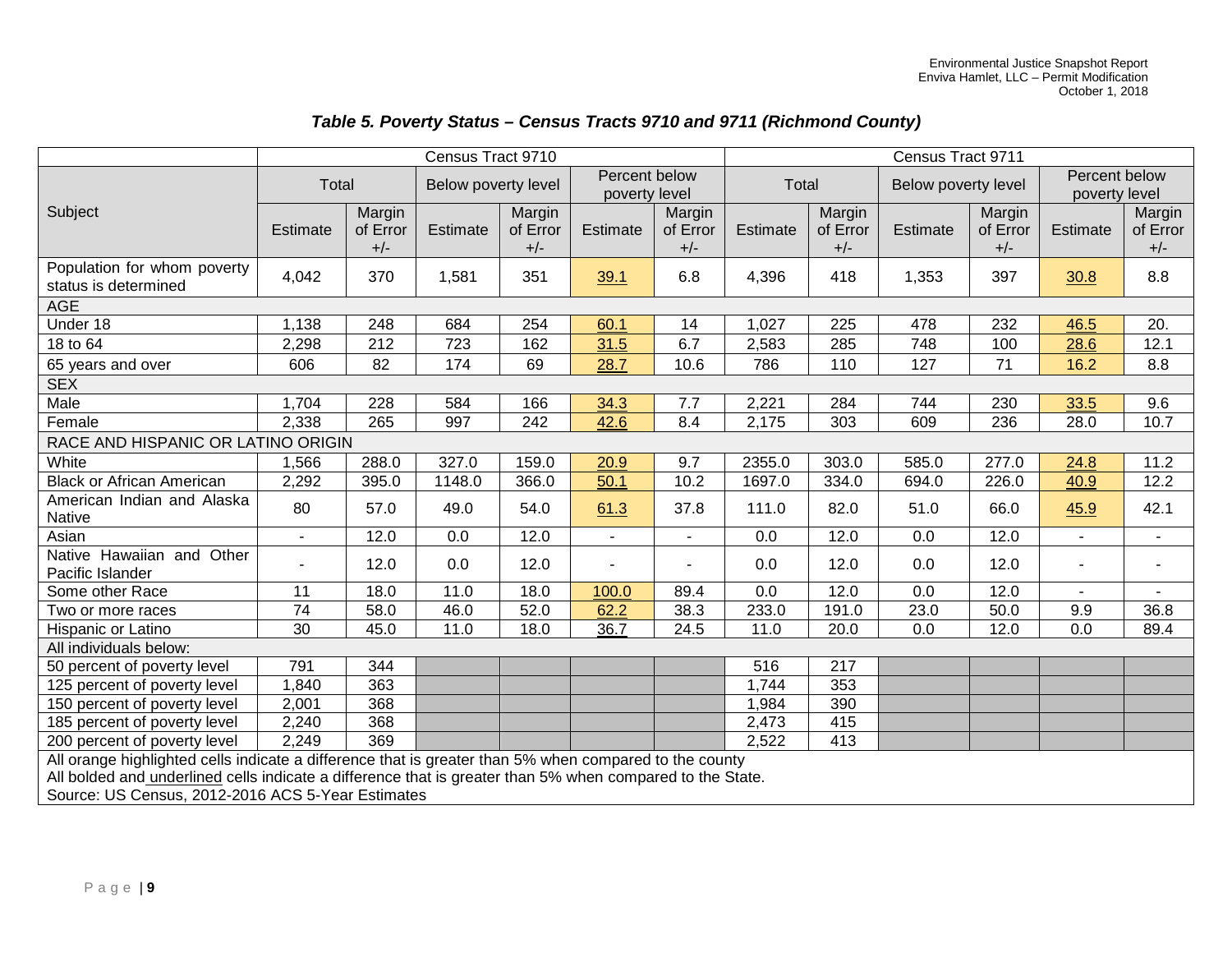### *Table 5. Poverty Status – Census Tracts 9710 and 9711 (Richmond County)*

| Subject | Census Tract 9710 | | | | | | Census Tract 9711 | | | | | |
|---|---|---|---|---|---|---|---|---|---|---|---|---|
| | Total | | Below poverty level | | Percent below poverty level | | Total | | Below poverty level | | Percent below poverty level | |
| | Estimate | Margin of Error +/- | Estimate | Margin of Error +/- | Estimate | Margin of Error +/- | Estimate | Margin of Error +/- | Estimate | Margin of Error +/- | Estimate | Margin of Error +/- |
| Population for whom poverty status is determined | 4,042 | 370 | 1,581 | 351 | 39.1 | 6.8 | 4,396 | 418 | 1,353 | 397 | 30.8 | 8.8 |
| AGE | | | | | | | | | | | | |
| Under 18 | 1,138 | 248 | 684 | 254 | 60.1 | 14 | 1,027 | 225 | 478 | 232 | 46.5 | 20. |
| 18 to 64 | 2,298 | 212 | 723 | 162 | 31.5 | 6.7 | 2,583 | 285 | 748 | 100 | 28.6 | 12.1 |
| 65 years and over | 606 | 82 | 174 | 69 | 28.7 | 10.6 | 786 | 110 | 127 | 71 | 16.2 | 8.8 |
| SEX | | | | | | | | | | | | |
| Male | 1,704 | 228 | 584 | 166 | 34.3 | 7.7 | 2,221 | 284 | 744 | 230 | 33.5 | 9.6 |
| Female | 2,338 | 265 | 997 | 242 | 42.6 | 8.4 | 2,175 | 303 | 609 | 236 | 28.0 | 10.7 |
| RACE AND HISPANIC OR LATINO ORIGIN | | | | | | | | | | | | |
| White | 1,566 | 288.0 | 327.0 | 159.0 | 20.9 | 9.7 | 2355.0 | 303.0 | 585.0 | 277.0 | 24.8 | 11.2 |
| Black or African American | 2,292 | 395.0 | 1148.0 | 366.0 | 50.1 | 10.2 | 1697.0 | 334.0 | 694.0 | 226.0 | 40.9 | 12.2 |
| American Indian and Alaska Native | 80 | 57.0 | 49.0 | 54.0 | 61.3 | 37.8 | 111.0 | 82.0 | 51.0 | 66.0 | 45.9 | 42.1 |
| Asian | - | 12.0 | 0.0 | 12.0 | - | - | 0.0 | 12.0 | 0.0 | 12.0 | - | - |
| Native Hawaiian and Other Pacific Islander | - | 12.0 | 0.0 | 12.0 | - | - | 0.0 | 12.0 | 0.0 | 12.0 | - | - |
| Some other Race | 11 | 18.0 | 11.0 | 18.0 | 100.0 | 89.4 | 0.0 | 12.0 | 0.0 | 12.0 | - | - |
| Two or more races | 74 | 58.0 | 46.0 | 52.0 | 62.2 | 38.3 | 233.0 | 191.0 | 23.0 | 50.0 | 9.9 | 36.8 |
| Hispanic or Latino | 30 | 45.0 | 11.0 | 18.0 | 36.7 | 24.5 | 11.0 | 20.0 | 0.0 | 12.0 | 0.0 | 89.4 |
| All individuals below: | | | | | | | | | | | | |
| 50 percent of poverty level | 791 | 344 | | | | | 516 | 217 | | | | |
| 125 percent of poverty level | 1,840 | 363 | | | | | 1,744 | 353 | | | | |
| 150 percent of poverty level | 2,001 | 368 | | | | | 1,984 | 390 | | | | |
| 185 percent of poverty level | 2,240 | 368 | | | | | 2,473 | 415 | | | | |
| 200 percent of poverty level | 2,249 | 369 | | | | | 2,522 | 413 | | | | |

All orange highlighted cells indicate a difference that is greater than 5% when compared to the county
All bolded and underlined cells indicate a difference that is greater than 5% when compared to the State.
Source: US Census, 2012-2016 ACS 5-Year Estimates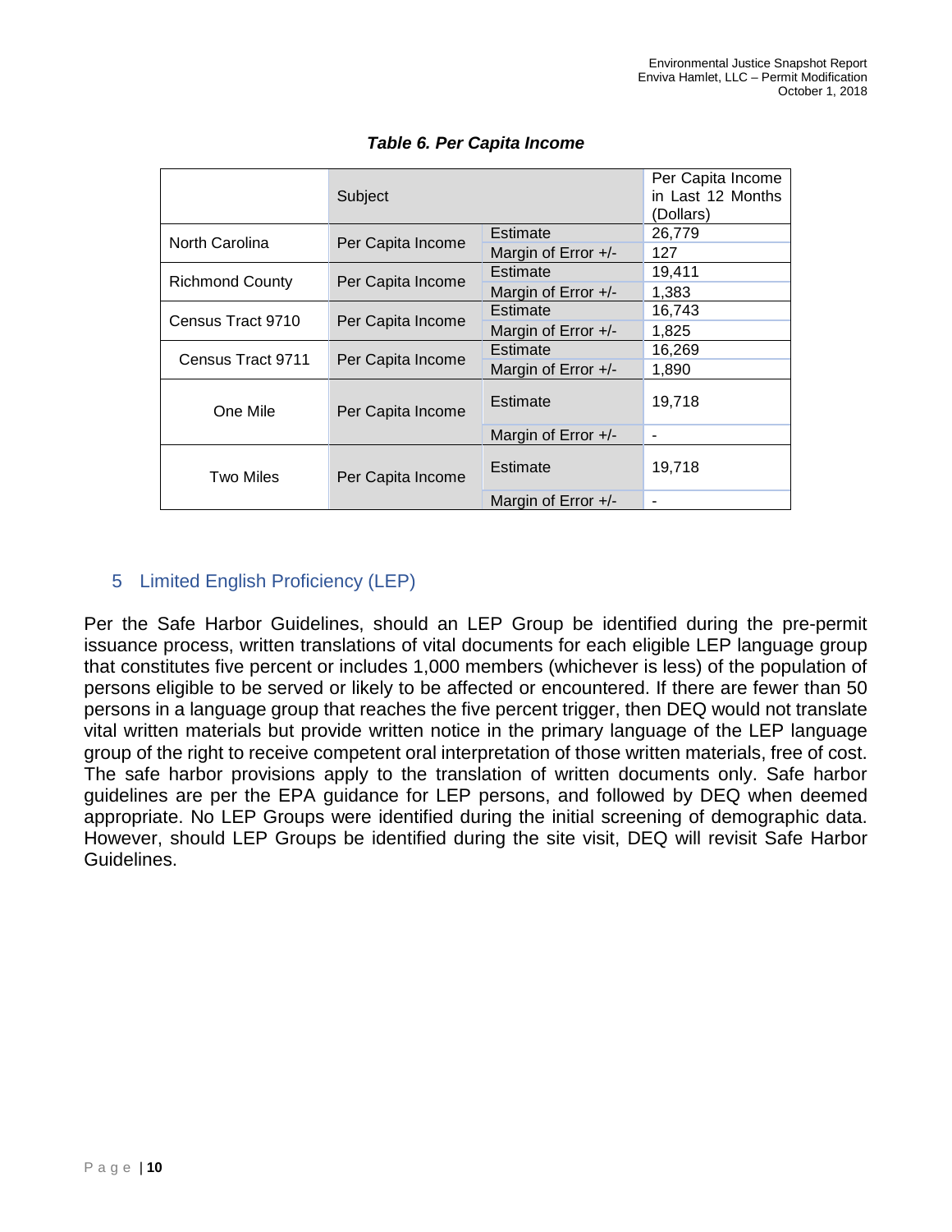***Table 6. Per Capita Income***

| | Subject | | Per Capita Income in Last 12 Months (Dollars) |
|---|---|---|---|
| North Carolina | Per Capita Income | Estimate | 26,779 |
| | | Margin of Error +/- | 127 |
| Richmond County | Per Capita Income | Estimate | 19,411 |
| | | Margin of Error +/- | 1,383 |
| Census Tract 9710 | Per Capita Income | Estimate | 16,743 |
| | | Margin of Error +/- | 1,825 |
| Census Tract 9711 | Per Capita Income | Estimate | 16,269 |
| | | Margin of Error +/- | 1,890 |
| One Mile | Per Capita Income | Estimate | 19,718 |
| | | Margin of Error +/- | - |
| Two Miles | Per Capita Income | Estimate | 19,718 |
| | | Margin of Error +/- | - |

## 5 Limited English Proficiency (LEP)

Per the Safe Harbor Guidelines, should an LEP Group be identified during the pre-permit issuance process, written translations of vital documents for each eligible LEP language group that constitutes five percent or includes 1,000 members (whichever is less) of the population of persons eligible to be served or likely to be affected or encountered. If there are fewer than 50 persons in a language group that reaches the five percent trigger, then DEQ would not translate vital written materials but provide written notice in the primary language of the LEP language group of the right to receive competent oral interpretation of those written materials, free of cost. The safe harbor provisions apply to the translation of written documents only. Safe harbor guidelines are per the EPA guidance for LEP persons, and followed by DEQ when deemed appropriate. No LEP Groups were identified during the initial screening of demographic data. However, should LEP Groups be identified during the site visit, DEQ will revisit Safe Harbor Guidelines.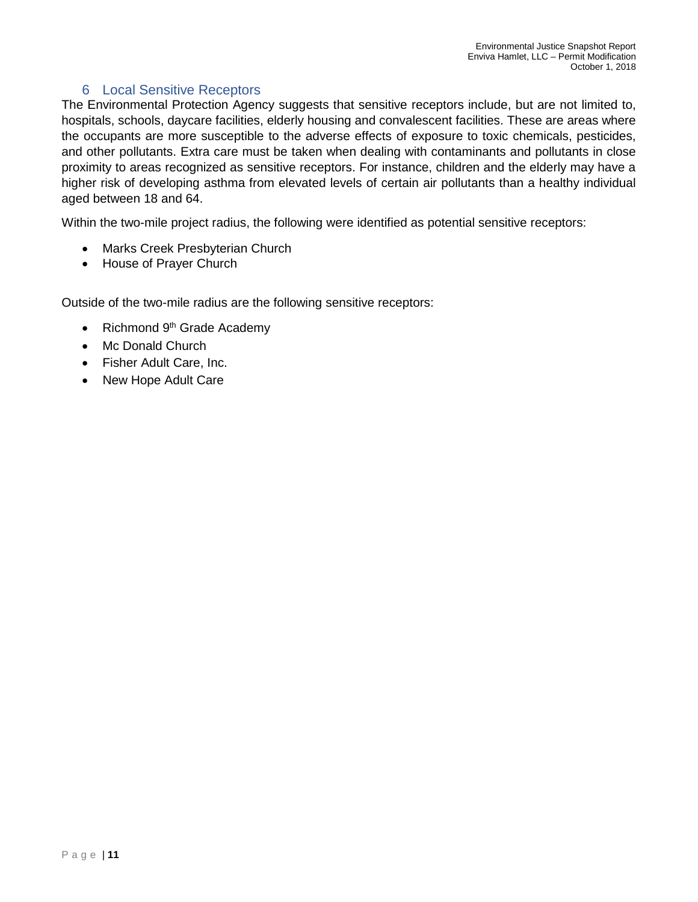## 6 Local Sensitive Receptors

The Environmental Protection Agency suggests that sensitive receptors include, but are not limited to, hospitals, schools, daycare facilities, elderly housing and convalescent facilities. These are areas where the occupants are more susceptible to the adverse effects of exposure to toxic chemicals, pesticides, and other pollutants. Extra care must be taken when dealing with contaminants and pollutants in close proximity to areas recognized as sensitive receptors. For instance, children and the elderly may have a higher risk of developing asthma from elevated levels of certain air pollutants than a healthy individual aged between 18 and 64.

Within the two-mile project radius, the following were identified as potential sensitive receptors:

- Marks Creek Presbyterian Church
- House of Prayer Church

Outside of the two-mile radius are the following sensitive receptors:

- Richmond 9th Grade Academy
- Mc Donald Church
- Fisher Adult Care, Inc.
- New Hope Adult Care